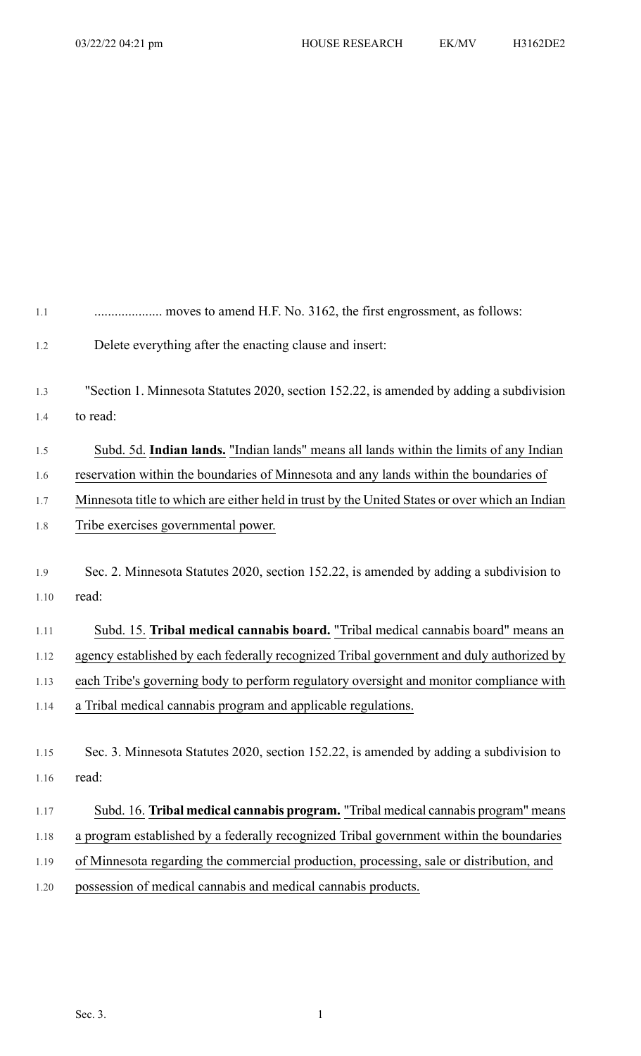.................... moves to amend H.F. No. 3162, the first engrossment, as follows:

Delete everything after the enacting clause and insert:

"Section 1. Minnesota Statutes 2020, section 152.22, is amended by adding a subdivision to read:

Subd. 5d. **Indian lands.** "Indian lands" means all lands within the limits of any Indian reservation within the boundaries of Minnesota and any lands within the boundaries of Minnesota title to which are either held in trust by the United States or over which an Indian Tribe exercises governmental power.

Sec. 2. Minnesota Statutes 2020, section 152.22, is amended by adding a subdivision to read:

Subd. 15. **Tribal medical cannabis board.** "Tribal medical cannabis board" means an agency established by each federally recognized Tribal government and duly authorized by each Tribe's governing body to perform regulatory oversight and monitor compliance with a Tribal medical cannabis program and applicable regulations.

Sec. 3. Minnesota Statutes 2020, section 152.22, is amended by adding a subdivision to read:

Subd. 16. **Tribal medical cannabis program.** "Tribal medical cannabis program" means a program established by a federally recognized Tribal government within the boundaries of Minnesota regarding the commercial production, processing, sale or distribution, and possession of medical cannabis and medical cannabis products.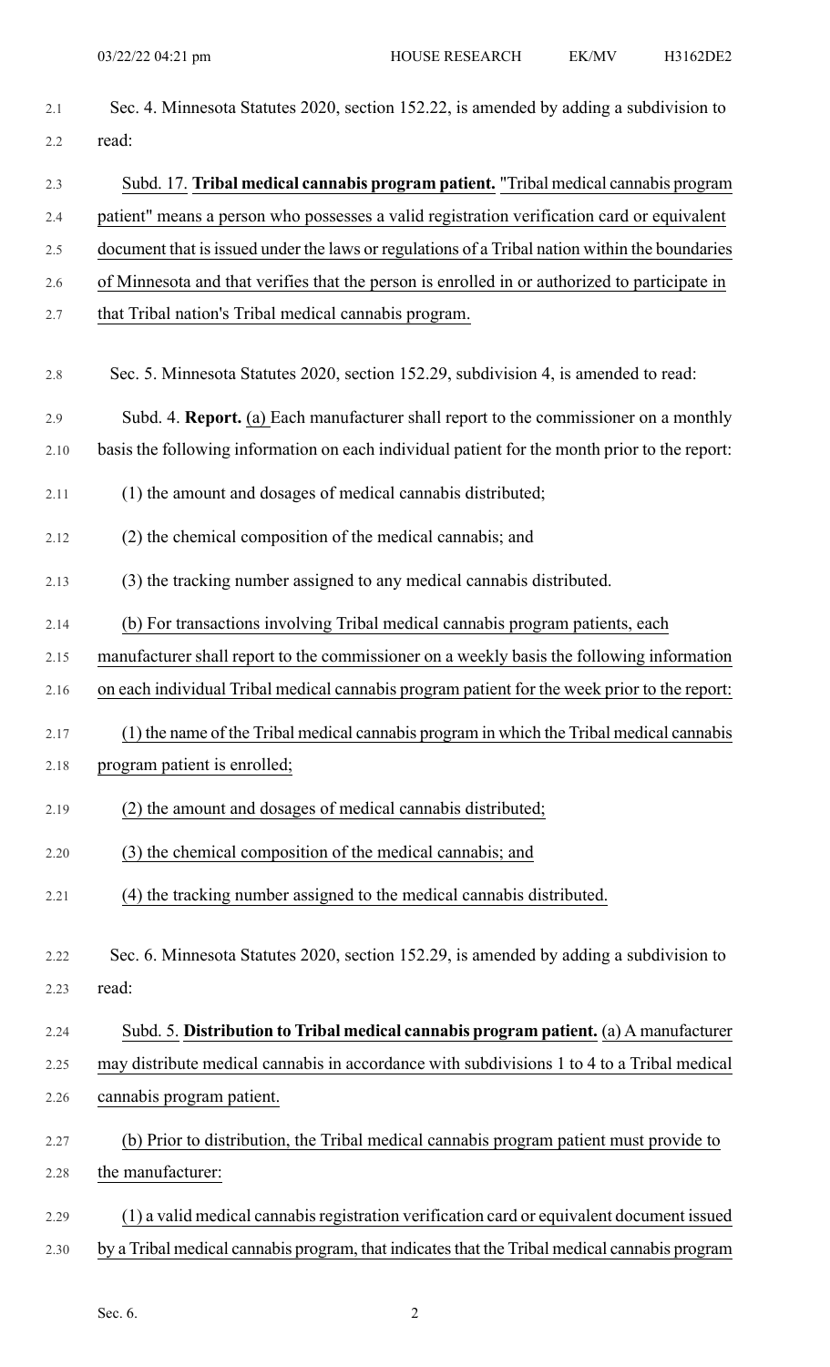Sec. 4. Minnesota Statutes 2020, section 152.22, is amended by adding a subdivision to read:

Subd. 17. **Tribal medical cannabis program patient.** "Tribal medical cannabis program patient" means a person who possesses a valid registration verification card or equivalent document that is issued under the laws or regulations of a Tribal nation within the boundaries of Minnesota and that verifies that the person is enrolled in or authorized to participate in that Tribal nation's Tribal medical cannabis program.

Sec. 5. Minnesota Statutes 2020, section 152.29, subdivision 4, is amended to read:

Subd. 4. **Report.** (a) Each manufacturer shall report to the commissioner on a monthly basis the following information on each individual patient for the month prior to the report:

(1) the amount and dosages of medical cannabis distributed;

(2) the chemical composition of the medical cannabis; and

(3) the tracking number assigned to any medical cannabis distributed.

(b) For transactions involving Tribal medical cannabis program patients, each manufacturer shall report to the commissioner on a weekly basis the following information on each individual Tribal medical cannabis program patient for the week prior to the report:

(1) the name of the Tribal medical cannabis program in which the Tribal medical cannabis program patient is enrolled;

(2) the amount and dosages of medical cannabis distributed;

(3) the chemical composition of the medical cannabis; and

(4) the tracking number assigned to the medical cannabis distributed.

Sec. 6. Minnesota Statutes 2020, section 152.29, is amended by adding a subdivision to read:

Subd. 5. **Distribution to Tribal medical cannabis program patient.** (a) A manufacturer may distribute medical cannabis in accordance with subdivisions 1 to 4 to a Tribal medical cannabis program patient.

(b) Prior to distribution, the Tribal medical cannabis program patient must provide to the manufacturer:

(1) a valid medical cannabis registration verification card or equivalent document issued by a Tribal medical cannabis program, that indicates that the Tribal medical cannabis program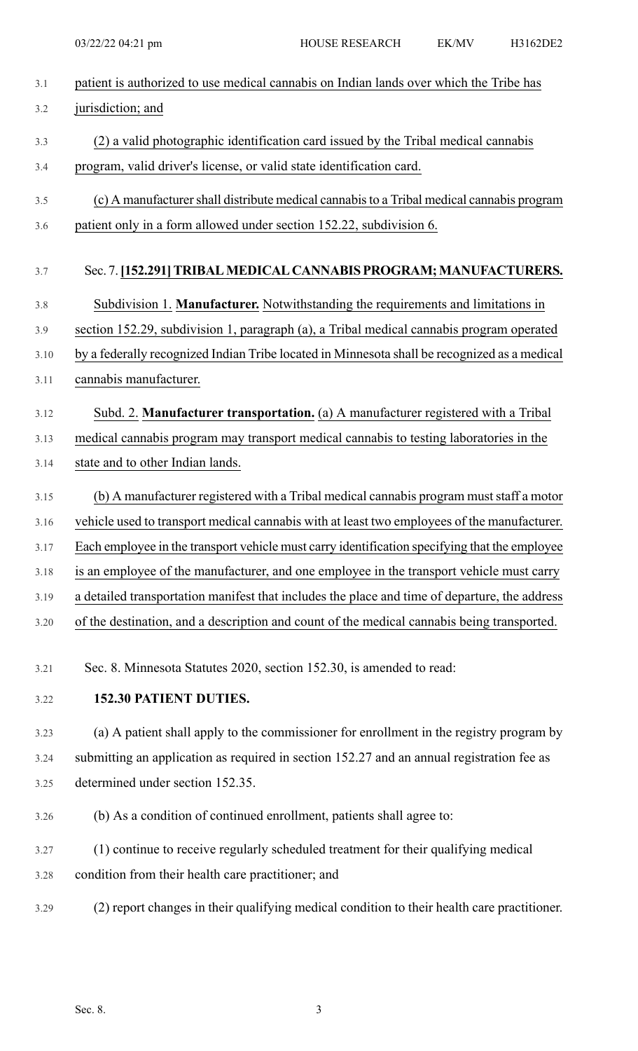patient is authorized to use medical cannabis on Indian lands over which the Tribe has jurisdiction; and

(2) a valid photographic identification card issued by the Tribal medical cannabis program, valid driver's license, or valid state identification card.

(c) A manufacturer shall distribute medical cannabis to a Tribal medical cannabis program patient only in a form allowed under section 152.22, subdivision 6.

Sec. 7. **[152.291] TRIBAL MEDICAL CANNABIS PROGRAM; MANUFACTURERS.**

Subdivision 1. **Manufacturer.** Notwithstanding the requirements and limitations in section 152.29, subdivision 1, paragraph (a), a Tribal medical cannabis program operated by a federally recognized Indian Tribe located in Minnesota shall be recognized as a medical cannabis manufacturer.

Subd. 2. **Manufacturer transportation.** (a) A manufacturer registered with a Tribal medical cannabis program may transport medical cannabis to testing laboratories in the state and to other Indian lands.

(b) A manufacturer registered with a Tribal medical cannabis program must staff a motor vehicle used to transport medical cannabis with at least two employees of the manufacturer. Each employee in the transport vehicle must carry identification specifying that the employee is an employee of the manufacturer, and one employee in the transport vehicle must carry a detailed transportation manifest that includes the place and time of departure, the address of the destination, and a description and count of the medical cannabis being transported.

Sec. 8. Minnesota Statutes 2020, section 152.30, is amended to read:

**152.30 PATIENT DUTIES.**

(a) A patient shall apply to the commissioner for enrollment in the registry program by submitting an application as required in section 152.27 and an annual registration fee as determined under section 152.35.

(b) As a condition of continued enrollment, patients shall agree to:

(1) continue to receive regularly scheduled treatment for their qualifying medical condition from their health care practitioner; and

(2) report changes in their qualifying medical condition to their health care practitioner.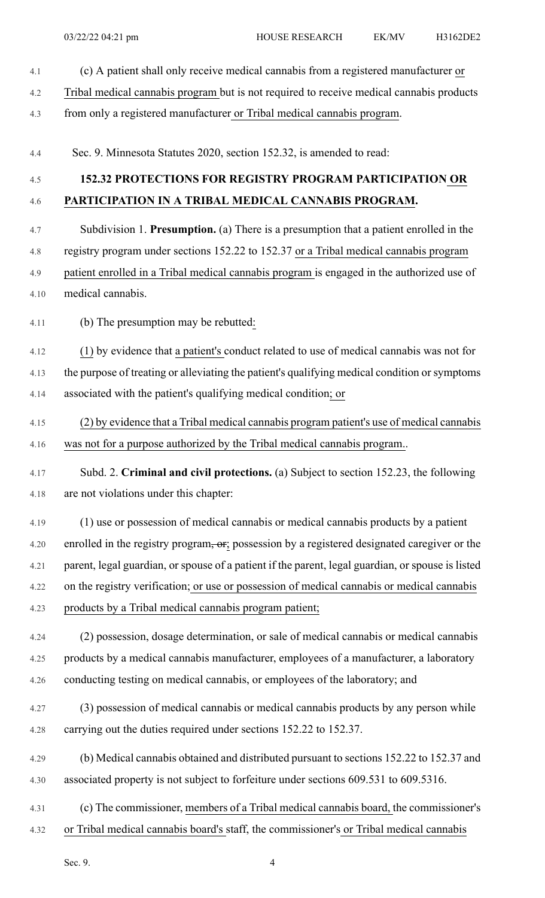(c) A patient shall only receive medical cannabis from a registered manufacturer or Tribal medical cannabis program but is not required to receive medical cannabis products from only a registered manufacturer or Tribal medical cannabis program.

Sec. 9. Minnesota Statutes 2020, section 152.32, is amended to read:

## 152.32 PROTECTIONS FOR REGISTRY PROGRAM PARTICIPATION OR PARTICIPATION IN A TRIBAL MEDICAL CANNABIS PROGRAM.

Subdivision 1. **Presumption.** (a) There is a presumption that a patient enrolled in the registry program under sections 152.22 to 152.37 or a Tribal medical cannabis program patient enrolled in a Tribal medical cannabis program is engaged in the authorized use of medical cannabis.

(b) The presumption may be rebutted:

(1) by evidence that a patient's conduct related to use of medical cannabis was not for the purpose of treating or alleviating the patient's qualifying medical condition or symptoms associated with the patient's qualifying medical condition; or

(2) by evidence that a Tribal medical cannabis program patient's use of medical cannabis was not for a purpose authorized by the Tribal medical cannabis program..

Subd. 2. **Criminal and civil protections.** (a) Subject to section 152.23, the following are not violations under this chapter:

(1) use or possession of medical cannabis or medical cannabis products by a patient enrolled in the registry program, or; possession by a registered designated caregiver or the parent, legal guardian, or spouse of a patient if the parent, legal guardian, or spouse is listed on the registry verification; or use or possession of medical cannabis or medical cannabis products by a Tribal medical cannabis program patient;

(2) possession, dosage determination, or sale of medical cannabis or medical cannabis products by a medical cannabis manufacturer, employees of a manufacturer, a laboratory conducting testing on medical cannabis, or employees of the laboratory; and

(3) possession of medical cannabis or medical cannabis products by any person while carrying out the duties required under sections 152.22 to 152.37.

(b) Medical cannabis obtained and distributed pursuant to sections 152.22 to 152.37 and associated property is not subject to forfeiture under sections 609.531 to 609.5316.

(c) The commissioner, members of a Tribal medical cannabis board, the commissioner's or Tribal medical cannabis board's staff, the commissioner's or Tribal medical cannabis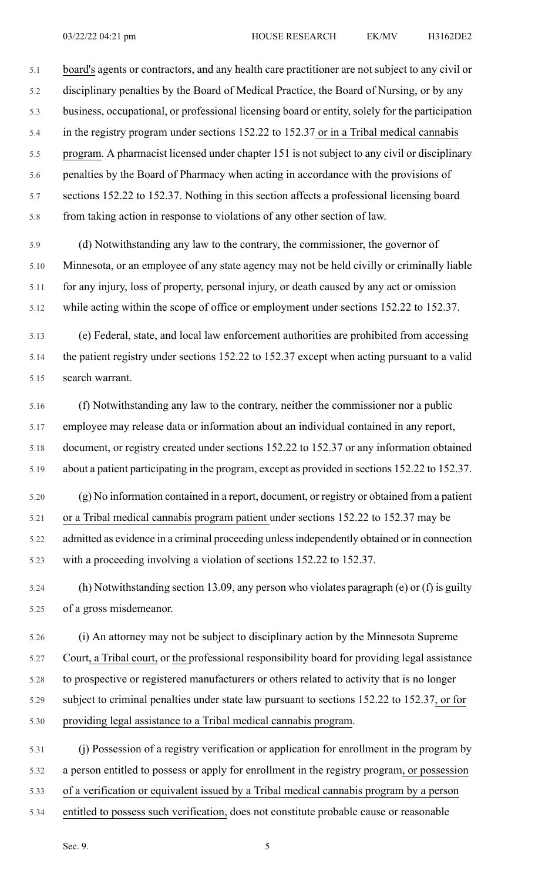board's agents or contractors, and any health care practitioner are not subject to any civil or disciplinary penalties by the Board of Medical Practice, the Board of Nursing, or by any business, occupational, or professional licensing board or entity, solely for the participation in the registry program under sections 152.22 to 152.37 or in a Tribal medical cannabis program. A pharmacist licensed under chapter 151 is not subject to any civil or disciplinary penalties by the Board of Pharmacy when acting in accordance with the provisions of sections 152.22 to 152.37. Nothing in this section affects a professional licensing board from taking action in response to violations of any other section of law.

(d) Notwithstanding any law to the contrary, the commissioner, the governor of Minnesota, or an employee of any state agency may not be held civilly or criminally liable for any injury, loss of property, personal injury, or death caused by any act or omission while acting within the scope of office or employment under sections 152.22 to 152.37.

(e) Federal, state, and local law enforcement authorities are prohibited from accessing the patient registry under sections 152.22 to 152.37 except when acting pursuant to a valid search warrant.

(f) Notwithstanding any law to the contrary, neither the commissioner nor a public employee may release data or information about an individual contained in any report, document, or registry created under sections 152.22 to 152.37 or any information obtained about a patient participating in the program, except as provided in sections 152.22 to 152.37.

(g) No information contained in a report, document, or registry or obtained from a patient or a Tribal medical cannabis program patient under sections 152.22 to 152.37 may be admitted as evidence in a criminal proceeding unless independently obtained or in connection with a proceeding involving a violation of sections 152.22 to 152.37.

(h) Notwithstanding section 13.09, any person who violates paragraph (e) or (f) is guilty of a gross misdemeanor.

(i) An attorney may not be subject to disciplinary action by the Minnesota Supreme Court, a Tribal court, or the professional responsibility board for providing legal assistance to prospective or registered manufacturers or others related to activity that is no longer subject to criminal penalties under state law pursuant to sections 152.22 to 152.37, or for providing legal assistance to a Tribal medical cannabis program.

(j) Possession of a registry verification or application for enrollment in the program by a person entitled to possess or apply for enrollment in the registry program, or possession of a verification or equivalent issued by a Tribal medical cannabis program by a person entitled to possess such verification, does not constitute probable cause or reasonable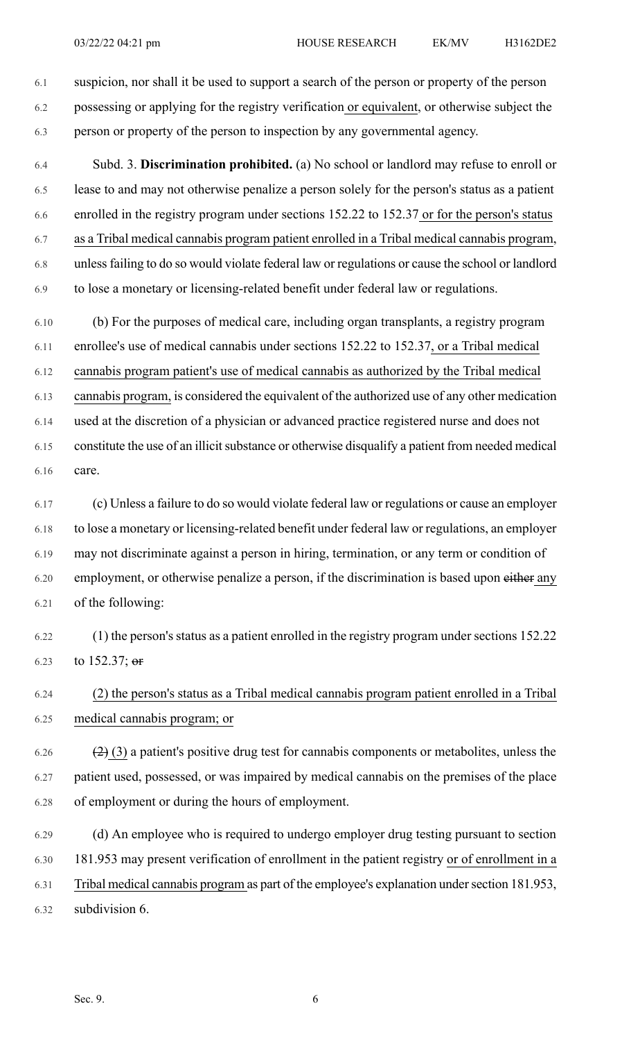suspicion, nor shall it be used to support a search of the person or property of the person possessing or applying for the registry verification or equivalent, or otherwise subject the person or property of the person to inspection by any governmental agency.

Subd. 3. **Discrimination prohibited.** (a) No school or landlord may refuse to enroll or lease to and may not otherwise penalize a person solely for the person's status as a patient enrolled in the registry program under sections 152.22 to 152.37 or for the person's status as a Tribal medical cannabis program patient enrolled in a Tribal medical cannabis program, unless failing to do so would violate federal law or regulations or cause the school or landlord to lose a monetary or licensing-related benefit under federal law or regulations.

(b) For the purposes of medical care, including organ transplants, a registry program enrollee's use of medical cannabis under sections 152.22 to 152.37, or a Tribal medical cannabis program patient's use of medical cannabis as authorized by the Tribal medical cannabis program, is considered the equivalent of the authorized use of any other medication used at the discretion of a physician or advanced practice registered nurse and does not constitute the use of an illicit substance or otherwise disqualify a patient from needed medical care.

(c) Unless a failure to do so would violate federal law or regulations or cause an employer to lose a monetary or licensing-related benefit under federal law or regulations, an employer may not discriminate against a person in hiring, termination, or any term or condition of employment, or otherwise penalize a person, if the discrimination is based upon ~~either~~ any of the following:

(1) the person's status as a patient enrolled in the registry program under sections 152.22 to 152.37; ~~or~~

(2) the person's status as a Tribal medical cannabis program patient enrolled in a Tribal medical cannabis program; or

~~(2)~~ (3) a patient's positive drug test for cannabis components or metabolites, unless the patient used, possessed, or was impaired by medical cannabis on the premises of the place of employment or during the hours of employment.

(d) An employee who is required to undergo employer drug testing pursuant to section 181.953 may present verification of enrollment in the patient registry or of enrollment in a Tribal medical cannabis program as part of the employee's explanation under section 181.953, subdivision 6.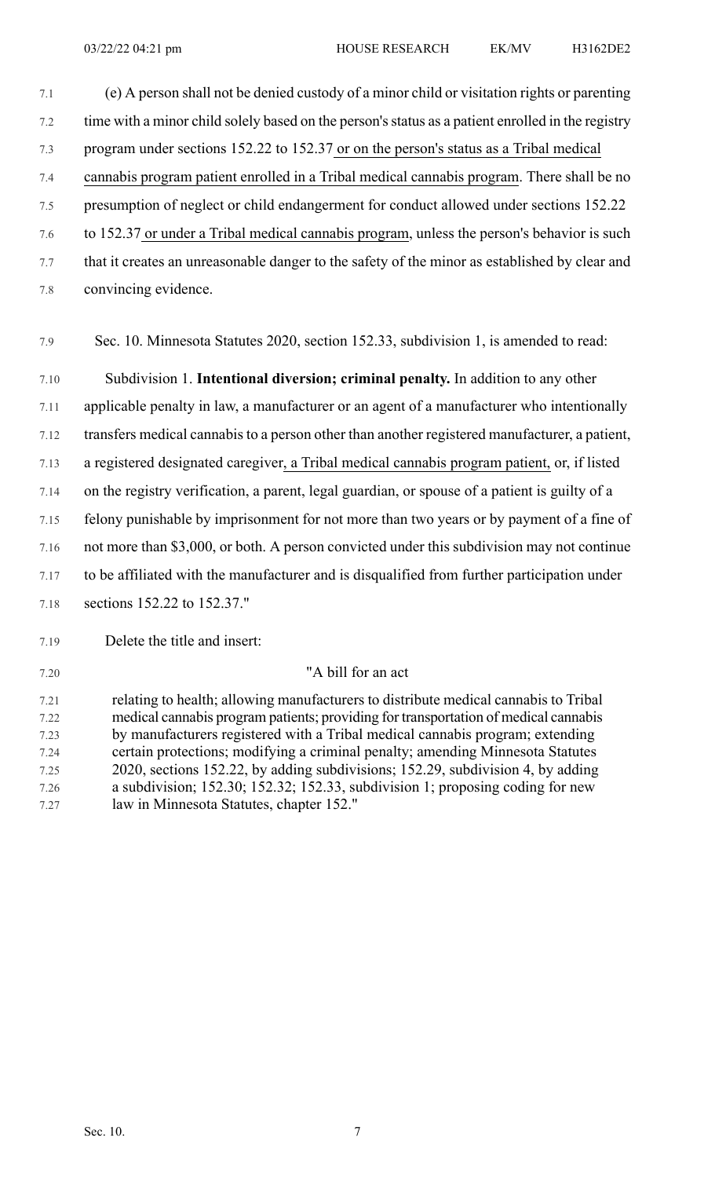(e) A person shall not be denied custody of a minor child or visitation rights or parenting time with a minor child solely based on the person's status as a patient enrolled in the registry program under sections 152.22 to 152.37 or on the person's status as a Tribal medical cannabis program patient enrolled in a Tribal medical cannabis program. There shall be no presumption of neglect or child endangerment for conduct allowed under sections 152.22 to 152.37 or under a Tribal medical cannabis program, unless the person's behavior is such that it creates an unreasonable danger to the safety of the minor as established by clear and convincing evidence.

Sec. 10. Minnesota Statutes 2020, section 152.33, subdivision 1, is amended to read:

Subdivision 1. **Intentional diversion; criminal penalty.** In addition to any other applicable penalty in law, a manufacturer or an agent of a manufacturer who intentionally transfers medical cannabis to a person other than another registered manufacturer, a patient, a registered designated caregiver, a Tribal medical cannabis program patient, or, if listed on the registry verification, a parent, legal guardian, or spouse of a patient is guilty of a felony punishable by imprisonment for not more than two years or by payment of a fine of not more than $3,000, or both. A person convicted under this subdivision may not continue to be affiliated with the manufacturer and is disqualified from further participation under sections 152.22 to 152.37."

Delete the title and insert:

"A bill for an act

relating to health; allowing manufacturers to distribute medical cannabis to Tribal medical cannabis program patients; providing for transportation of medical cannabis by manufacturers registered with a Tribal medical cannabis program; extending certain protections; modifying a criminal penalty; amending Minnesota Statutes 2020, sections 152.22, by adding subdivisions; 152.29, subdivision 4, by adding a subdivision; 152.30; 152.32; 152.33, subdivision 1; proposing coding for new law in Minnesota Statutes, chapter 152."